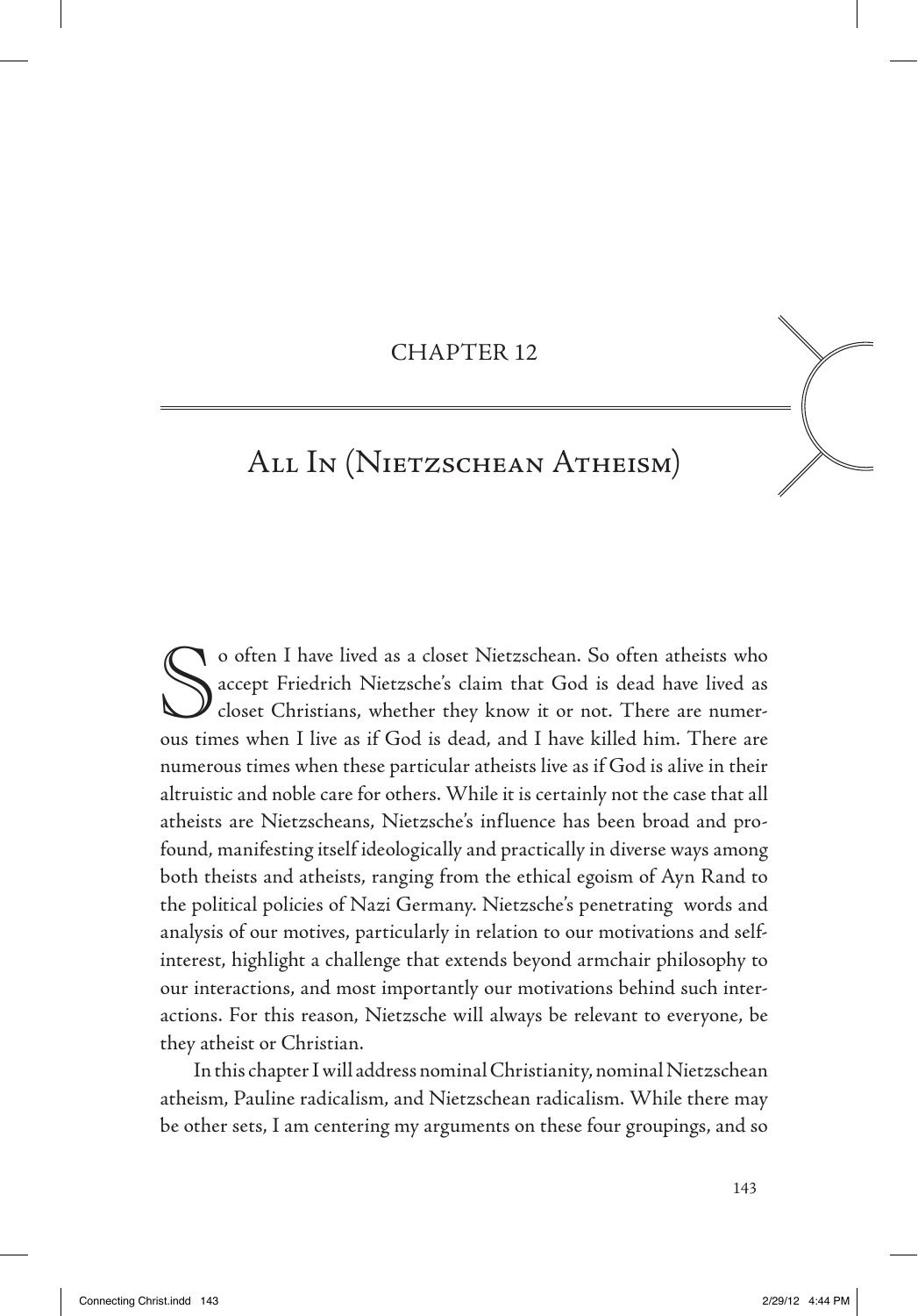CHAPTER 12

# All In (Nietzschean Atheism)

So often I have lived as a closet Nietzschean. So often atheists who accept Friedrich Nietzsche's claim that God is dead have lived as closet Christians, whether they know it or not. There are numerous times when I live as if God is dead, and I have killed him. There are numerous times when these particular atheists live as if God is alive in their altruistic and noble care for others. While it is certainly not the case that all atheists are Nietzscheans, Nietzsche's influence has been broad and profound, manifesting itself ideologically and practically in diverse ways among both theists and atheists, ranging from the ethical egoism of Ayn Rand to the political policies of Nazi Germany. Nietzsche's penetrating words and analysis of our motives, particularly in relation to our motivations and self-interest, highlight a challenge that extends beyond armchair philosophy to our interactions, and most importantly our motivations behind such interactions. For this reason, Nietzsche will always be relevant to everyone, be they atheist or Christian.

In this chapter I will address nominal Christianity, nominal Nietzschean atheism, Pauline radicalism, and Nietzschean radicalism. While there may be other sets, I am centering my arguments on these four groupings, and so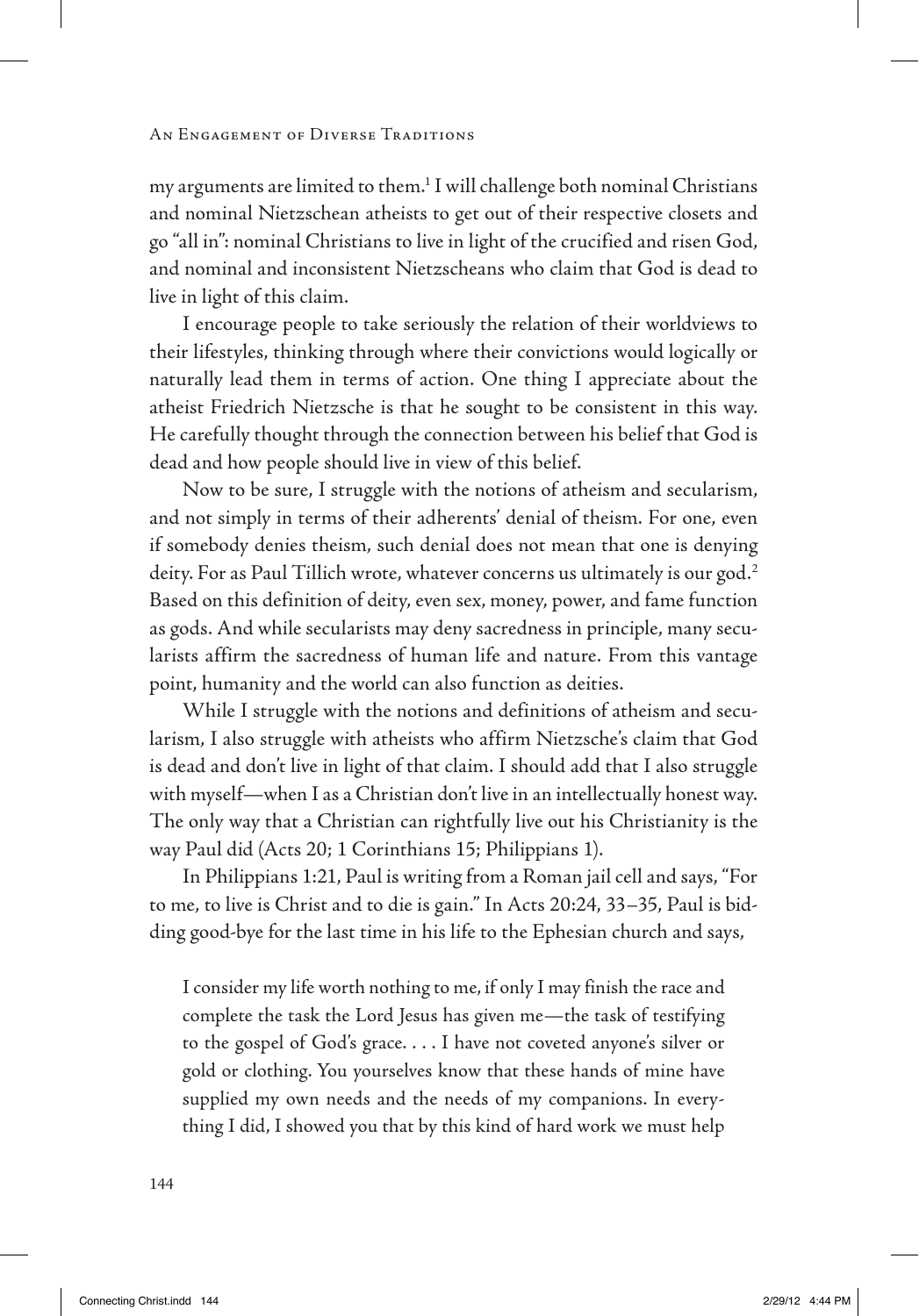my arguments are limited to them.[1] I will challenge both nominal Christians and nominal Nietzschean atheists to get out of their respective closets and go "all in": nominal Christians to live in light of the crucified and risen God, and nominal and inconsistent Nietzscheans who claim that God is dead to live in light of this claim.

I encourage people to take seriously the relation of their worldviews to their lifestyles, thinking through where their convictions would logically or naturally lead them in terms of action. One thing I appreciate about the atheist Friedrich Nietzsche is that he sought to be consistent in this way. He carefully thought through the connection between his belief that God is dead and how people should live in view of this belief.

Now to be sure, I struggle with the notions of atheism and secularism, and not simply in terms of their adherents' denial of theism. For one, even if somebody denies theism, such denial does not mean that one is denying deity. For as Paul Tillich wrote, whatever concerns us ultimately is our god.[2] Based on this definition of deity, even sex, money, power, and fame function as gods. And while secularists may deny sacredness in principle, many secularists affirm the sacredness of human life and nature. From this vantage point, humanity and the world can also function as deities.

While I struggle with the notions and definitions of atheism and secularism, I also struggle with atheists who affirm Nietzsche's claim that God is dead and don't live in light of that claim. I should add that I also struggle with myself—when I as a Christian don't live in an intellectually honest way. The only way that a Christian can rightfully live out his Christianity is the way Paul did (Acts 20; 1 Corinthians 15; Philippians 1).

In Philippians 1:21, Paul is writing from a Roman jail cell and says, "For to me, to live is Christ and to die is gain." In Acts 20:24, 33–35, Paul is bidding good-bye for the last time in his life to the Ephesian church and says,

> I consider my life worth nothing to me, if only I may finish the race and complete the task the Lord Jesus has given me—the task of testifying to the gospel of God's grace. . . . I have not coveted anyone's silver or gold or clothing. You yourselves know that these hands of mine have supplied my own needs and the needs of my companions. In everything I did, I showed you that by this kind of hard work we must help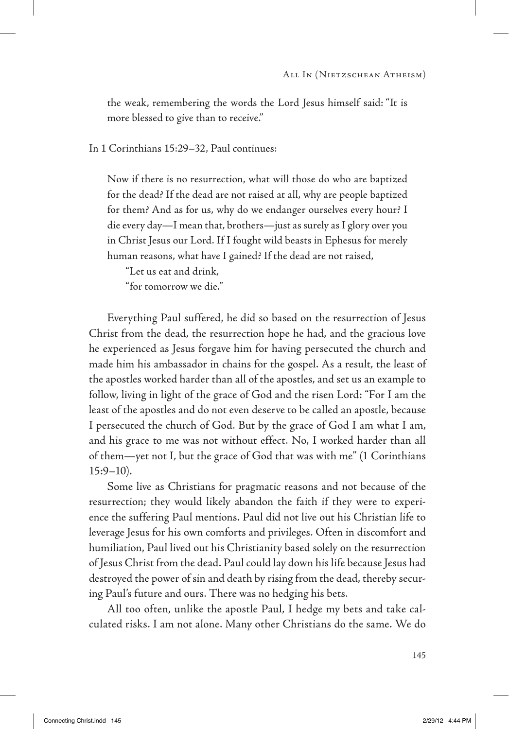> the weak, remembering the words the Lord Jesus himself said: "It is more blessed to give than to receive."

In 1 Corinthians 15:29–32, Paul continues:

> Now if there is no resurrection, what will those do who are baptized for the dead? If the dead are not raised at all, why are people baptized for them? And as for us, why do we endanger ourselves every hour? I die every day—I mean that, brothers—just as surely as I glory over you in Christ Jesus our Lord. If I fought wild beasts in Ephesus for merely human reasons, what have I gained? If the dead are not raised,
>
> "Let us eat and drink,
> "for tomorrow we die."

Everything Paul suffered, he did so based on the resurrection of Jesus Christ from the dead, the resurrection hope he had, and the gracious love he experienced as Jesus forgave him for having persecuted the church and made him his ambassador in chains for the gospel. As a result, the least of the apostles worked harder than all of the apostles, and set us an example to follow, living in light of the grace of God and the risen Lord: "For I am the least of the apostles and do not even deserve to be called an apostle, because I persecuted the church of God. But by the grace of God I am what I am, and his grace to me was not without effect. No, I worked harder than all of them—yet not I, but the grace of God that was with me" (1 Corinthians 15:9–10).

Some live as Christians for pragmatic reasons and not because of the resurrection; they would likely abandon the faith if they were to experience the suffering Paul mentions. Paul did not live out his Christian life to leverage Jesus for his own comforts and privileges. Often in discomfort and humiliation, Paul lived out his Christianity based solely on the resurrection of Jesus Christ from the dead. Paul could lay down his life because Jesus had destroyed the power of sin and death by rising from the dead, thereby securing Paul's future and ours. There was no hedging his bets.

All too often, unlike the apostle Paul, I hedge my bets and take calculated risks. I am not alone. Many other Christians do the same. We do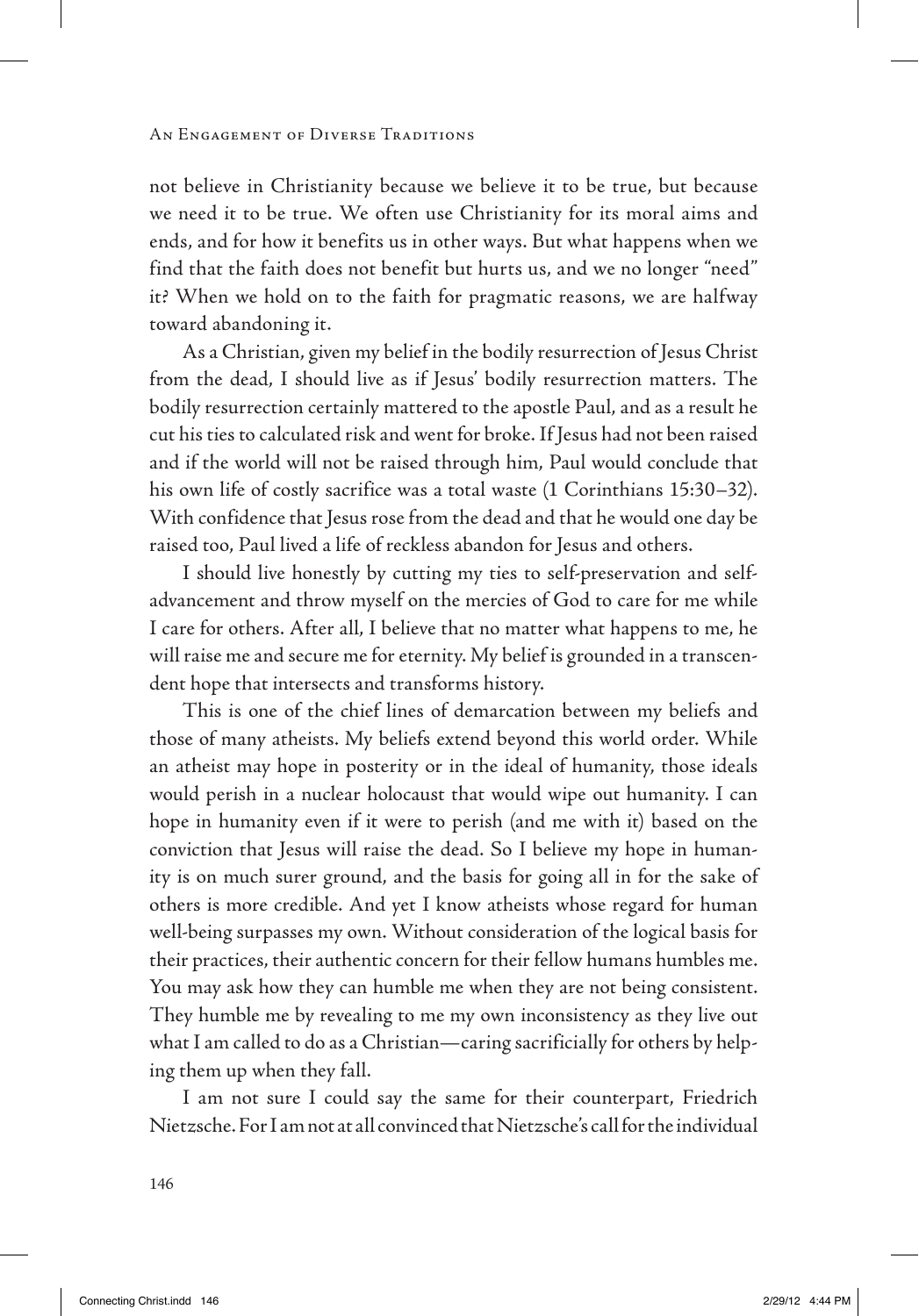not believe in Christianity because we believe it to be true, but because we need it to be true. We often use Christianity for its moral aims and ends, and for how it benefits us in other ways. But what happens when we find that the faith does not benefit but hurts us, and we no longer "need" it? When we hold on to the faith for pragmatic reasons, we are halfway toward abandoning it.

As a Christian, given my belief in the bodily resurrection of Jesus Christ from the dead, I should live as if Jesus' bodily resurrection matters. The bodily resurrection certainly mattered to the apostle Paul, and as a result he cut his ties to calculated risk and went for broke. If Jesus had not been raised and if the world will not be raised through him, Paul would conclude that his own life of costly sacrifice was a total waste (1 Corinthians 15:30–32). With confidence that Jesus rose from the dead and that he would one day be raised too, Paul lived a life of reckless abandon for Jesus and others.

I should live honestly by cutting my ties to self-preservation and self-advancement and throw myself on the mercies of God to care for me while I care for others. After all, I believe that no matter what happens to me, he will raise me and secure me for eternity. My belief is grounded in a transcendent hope that intersects and transforms history.

This is one of the chief lines of demarcation between my beliefs and those of many atheists. My beliefs extend beyond this world order. While an atheist may hope in posterity or in the ideal of humanity, those ideals would perish in a nuclear holocaust that would wipe out humanity. I can hope in humanity even if it were to perish (and me with it) based on the conviction that Jesus will raise the dead. So I believe my hope in humanity is on much surer ground, and the basis for going all in for the sake of others is more credible. And yet I know atheists whose regard for human well-being surpasses my own. Without consideration of the logical basis for their practices, their authentic concern for their fellow humans humbles me. You may ask how they can humble me when they are not being consistent. They humble me by revealing to me my own inconsistency as they live out what I am called to do as a Christian—caring sacrificially for others by helping them up when they fall.

I am not sure I could say the same for their counterpart, Friedrich Nietzsche. For I am not at all convinced that Nietzsche's call for the individual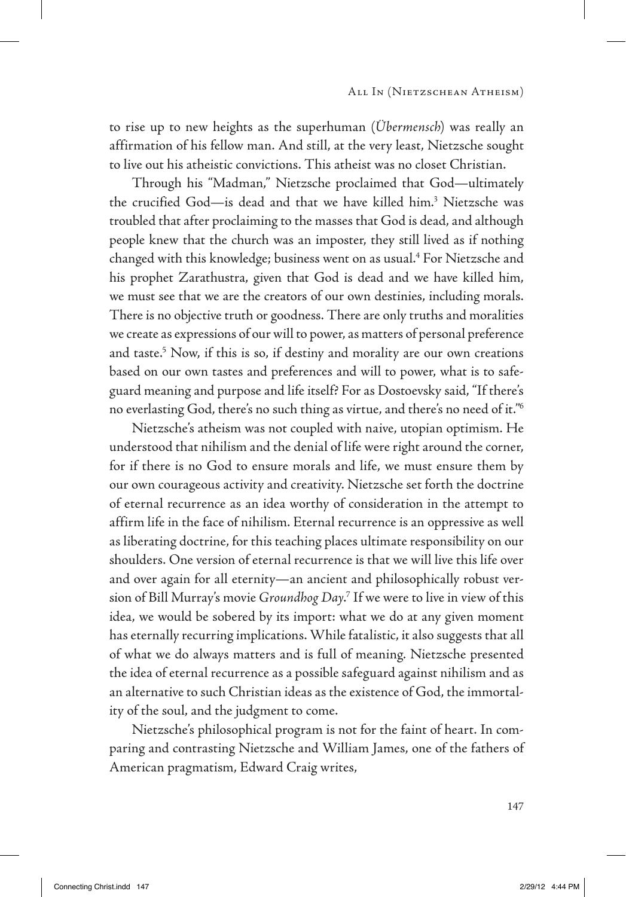to rise up to new heights as the superhuman (*Übermensch*) was really an affirmation of his fellow man. And still, at the very least, Nietzsche sought to live out his atheistic convictions. This atheist was no closet Christian.

Through his "Madman," Nietzsche proclaimed that God—ultimately the crucified God—is dead and that we have killed him.[3] Nietzsche was troubled that after proclaiming to the masses that God is dead, and although people knew that the church was an imposter, they still lived as if nothing changed with this knowledge; business went on as usual.[4] For Nietzsche and his prophet Zarathustra, given that God is dead and we have killed him, we must see that we are the creators of our own destinies, including morals. There is no objective truth or goodness. There are only truths and moralities we create as expressions of our will to power, as matters of personal preference and taste.[5] Now, if this is so, if destiny and morality are our own creations based on our own tastes and preferences and will to power, what is to safeguard meaning and purpose and life itself? For as Dostoevsky said, "If there's no everlasting God, there's no such thing as virtue, and there's no need of it."[6]

Nietzsche's atheism was not coupled with naive, utopian optimism. He understood that nihilism and the denial of life were right around the corner, for if there is no God to ensure morals and life, we must ensure them by our own courageous activity and creativity. Nietzsche set forth the doctrine of eternal recurrence as an idea worthy of consideration in the attempt to affirm life in the face of nihilism. Eternal recurrence is an oppressive as well as liberating doctrine, for this teaching places ultimate responsibility on our shoulders. One version of eternal recurrence is that we will live this life over and over again for all eternity—an ancient and philosophically robust version of Bill Murray's movie *Groundhog Day*.[7] If we were to live in view of this idea, we would be sobered by its import: what we do at any given moment has eternally recurring implications. While fatalistic, it also suggests that all of what we do always matters and is full of meaning. Nietzsche presented the idea of eternal recurrence as a possible safeguard against nihilism and as an alternative to such Christian ideas as the existence of God, the immortality of the soul, and the judgment to come.

Nietzsche's philosophical program is not for the faint of heart. In comparing and contrasting Nietzsche and William James, one of the fathers of American pragmatism, Edward Craig writes,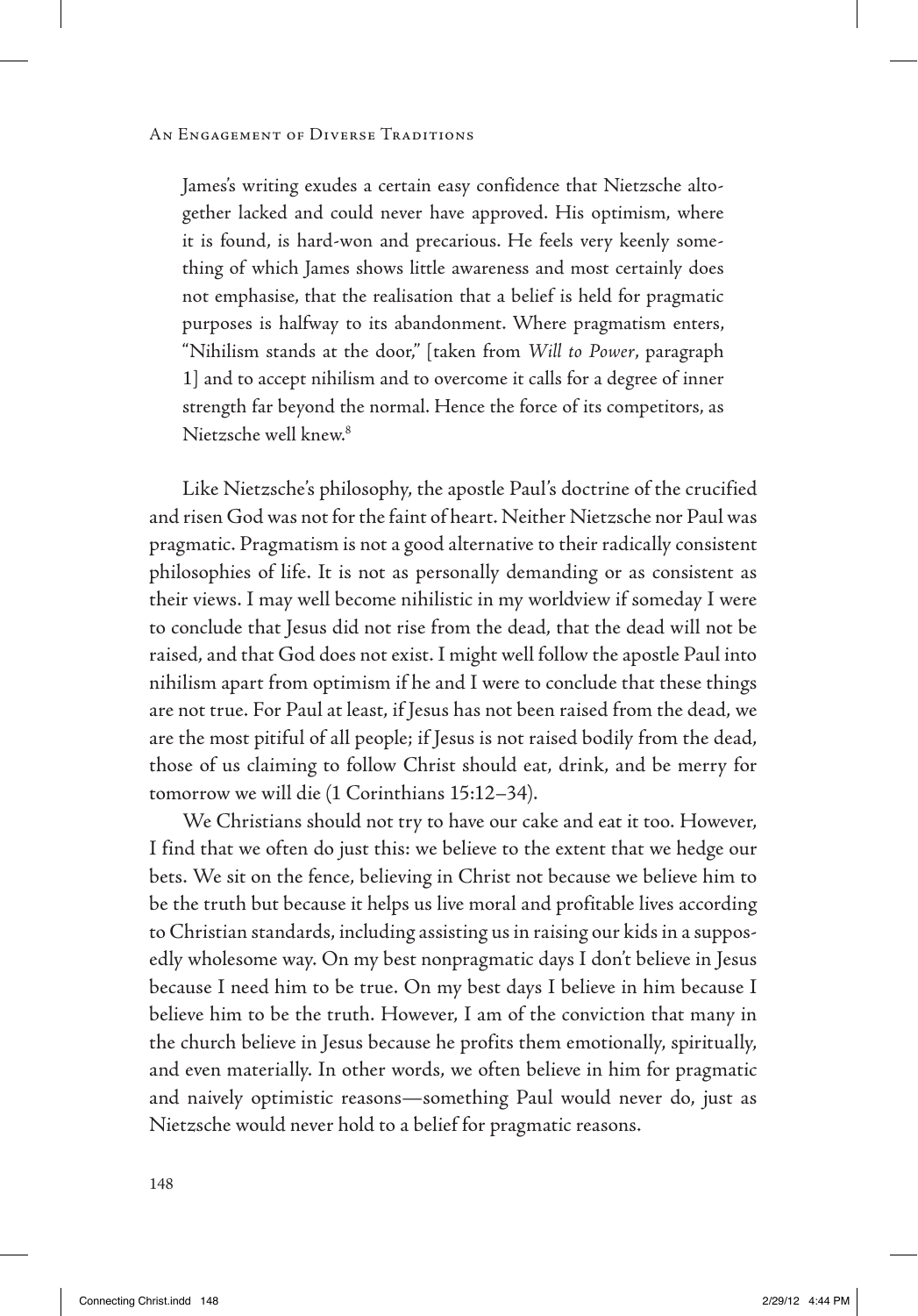> James's writing exudes a certain easy confidence that Nietzsche altogether lacked and could never have approved. His optimism, where it is found, is hard-won and precarious. He feels very keenly something of which James shows little awareness and most certainly does not emphasise, that the realisation that a belief is held for pragmatic purposes is halfway to its abandonment. Where pragmatism enters, "Nihilism stands at the door," [taken from *Will to Power*, paragraph 1] and to accept nihilism and to overcome it calls for a degree of inner strength far beyond the normal. Hence the force of its competitors, as Nietzsche well knew.[8]

Like Nietzsche's philosophy, the apostle Paul's doctrine of the crucified and risen God was not for the faint of heart. Neither Nietzsche nor Paul was pragmatic. Pragmatism is not a good alternative to their radically consistent philosophies of life. It is not as personally demanding or as consistent as their views. I may well become nihilistic in my worldview if someday I were to conclude that Jesus did not rise from the dead, that the dead will not be raised, and that God does not exist. I might well follow the apostle Paul into nihilism apart from optimism if he and I were to conclude that these things are not true. For Paul at least, if Jesus has not been raised from the dead, we are the most pitiful of all people; if Jesus is not raised bodily from the dead, those of us claiming to follow Christ should eat, drink, and be merry for tomorrow we will die (1 Corinthians 15:12–34).

We Christians should not try to have our cake and eat it too. However, I find that we often do just this: we believe to the extent that we hedge our bets. We sit on the fence, believing in Christ not because we believe him to be the truth but because it helps us live moral and profitable lives according to Christian standards, including assisting us in raising our kids in a supposedly wholesome way. On my best nonpragmatic days I don't believe in Jesus because I need him to be true. On my best days I believe in him because I believe him to be the truth. However, I am of the conviction that many in the church believe in Jesus because he profits them emotionally, spiritually, and even materially. In other words, we often believe in him for pragmatic and naively optimistic reasons—something Paul would never do, just as Nietzsche would never hold to a belief for pragmatic reasons.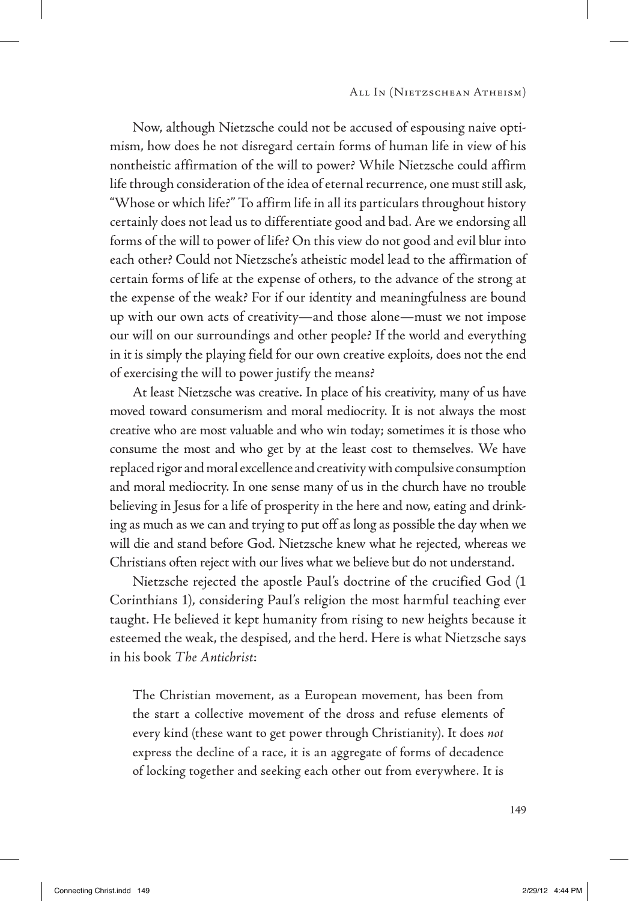Now, although Nietzsche could not be accused of espousing naive optimism, how does he not disregard certain forms of human life in view of his nontheistic affirmation of the will to power? While Nietzsche could affirm life through consideration of the idea of eternal recurrence, one must still ask, "Whose or which life?" To affirm life in all its particulars throughout history certainly does not lead us to differentiate good and bad. Are we endorsing all forms of the will to power of life? On this view do not good and evil blur into each other? Could not Nietzsche's atheistic model lead to the affirmation of certain forms of life at the expense of others, to the advance of the strong at the expense of the weak? For if our identity and meaningfulness are bound up with our own acts of creativity—and those alone—must we not impose our will on our surroundings and other people? If the world and everything in it is simply the playing field for our own creative exploits, does not the end of exercising the will to power justify the means?

At least Nietzsche was creative. In place of his creativity, many of us have moved toward consumerism and moral mediocrity. It is not always the most creative who are most valuable and who win today; sometimes it is those who consume the most and who get by at the least cost to themselves. We have replaced rigor and moral excellence and creativity with compulsive consumption and moral mediocrity. In one sense many of us in the church have no trouble believing in Jesus for a life of prosperity in the here and now, eating and drinking as much as we can and trying to put off as long as possible the day when we will die and stand before God. Nietzsche knew what he rejected, whereas we Christians often reject with our lives what we believe but do not understand.

Nietzsche rejected the apostle Paul's doctrine of the crucified God (1 Corinthians 1), considering Paul's religion the most harmful teaching ever taught. He believed it kept humanity from rising to new heights because it esteemed the weak, the despised, and the herd. Here is what Nietzsche says in his book *The Antichrist*:

> The Christian movement, as a European movement, has been from the start a collective movement of the dross and refuse elements of every kind (these want to get power through Christianity). It does *not* express the decline of a race, it is an aggregate of forms of decadence of locking together and seeking each other out from everywhere. It is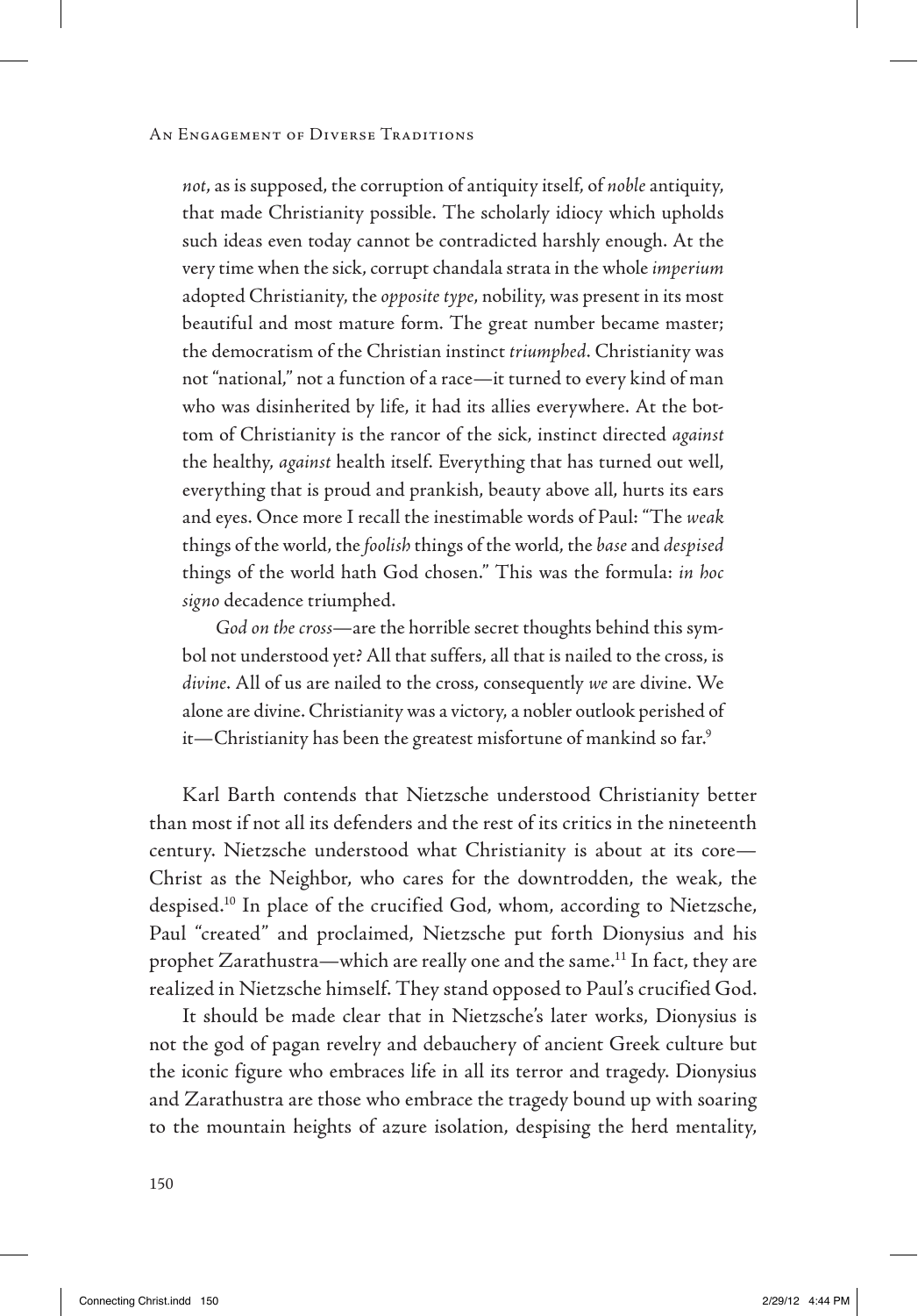> *not*, as is supposed, the corruption of antiquity itself, of *noble* antiquity, that made Christianity possible. The scholarly idiocy which upholds such ideas even today cannot be contradicted harshly enough. At the very time when the sick, corrupt chandala strata in the whole *imperium* adopted Christianity, the *opposite type*, nobility, was present in its most beautiful and most mature form. The great number became master; the democratism of the Christian instinct *triumphed*. Christianity was not "national," not a function of a race—it turned to every kind of man who was disinherited by life, it had its allies everywhere. At the bottom of Christianity is the rancor of the sick, instinct directed *against* the healthy, *against* health itself. Everything that has turned out well, everything that is proud and prankish, beauty above all, hurts its ears and eyes. Once more I recall the inestimable words of Paul: "The *weak* things of the world, the *foolish* things of the world, the *base* and *despised* things of the world hath God chosen." This was the formula: *in hoc signo* decadence triumphed.
>
> *God on the cross*—are the horrible secret thoughts behind this symbol not understood yet? All that suffers, all that is nailed to the cross, is *divine*. All of us are nailed to the cross, consequently *we* are divine. We alone are divine. Christianity was a victory, a nobler outlook perished of it—Christianity has been the greatest misfortune of mankind so far.[9]

Karl Barth contends that Nietzsche understood Christianity better than most if not all its defenders and the rest of its critics in the nineteenth century. Nietzsche understood what Christianity is about at its core—Christ as the Neighbor, who cares for the downtrodden, the weak, the despised.[10] In place of the crucified God, whom, according to Nietzsche, Paul "created" and proclaimed, Nietzsche put forth Dionysius and his prophet Zarathustra—which are really one and the same.[11] In fact, they are realized in Nietzsche himself. They stand opposed to Paul's crucified God.

It should be made clear that in Nietzsche's later works, Dionysius is not the god of pagan revelry and debauchery of ancient Greek culture but the iconic figure who embraces life in all its terror and tragedy. Dionysius and Zarathustra are those who embrace the tragedy bound up with soaring to the mountain heights of azure isolation, despising the herd mentality,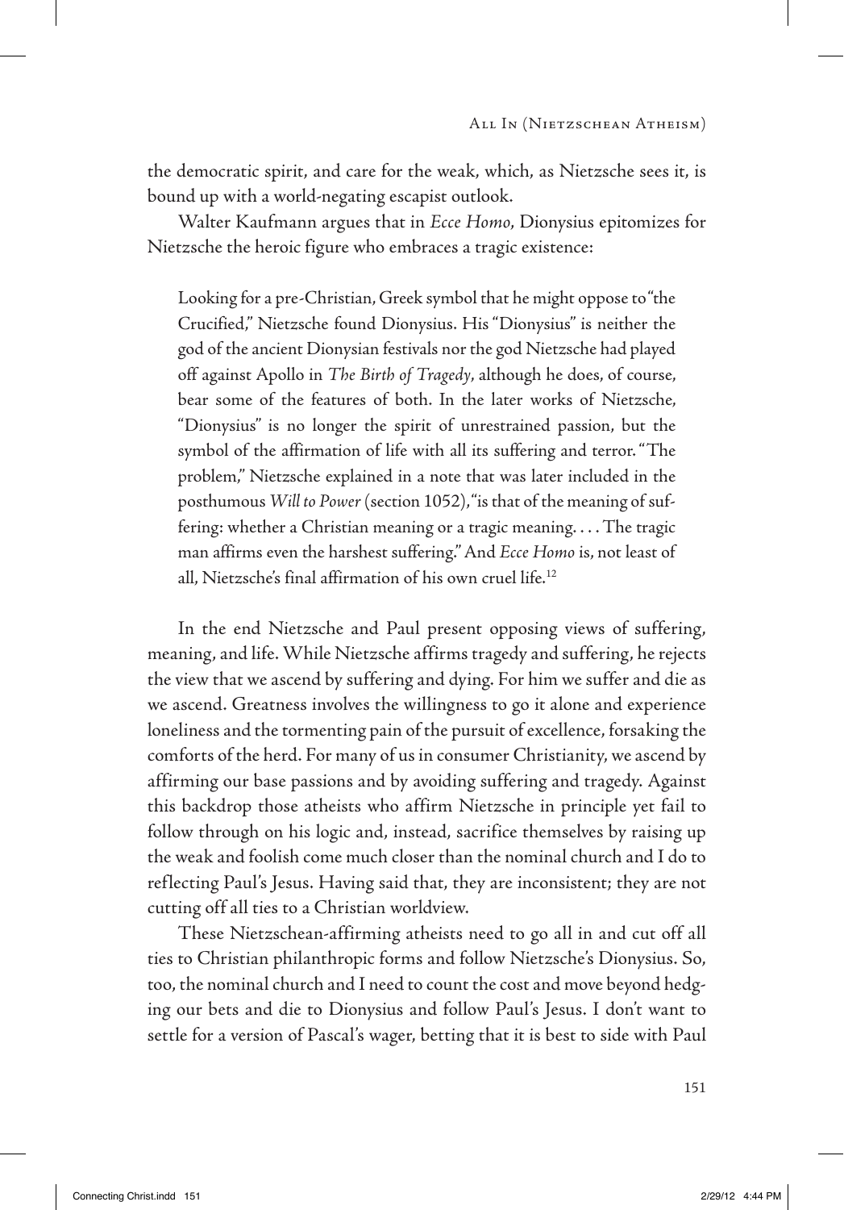the democratic spirit, and care for the weak, which, as Nietzsche sees it, is bound up with a world-negating escapist outlook.

Walter Kaufmann argues that in *Ecce Homo*, Dionysius epitomizes for Nietzsche the heroic figure who embraces a tragic existence:

> Looking for a pre-Christian, Greek symbol that he might oppose to "the Crucified," Nietzsche found Dionysius. His "Dionysius" is neither the god of the ancient Dionysian festivals nor the god Nietzsche had played off against Apollo in *The Birth of Tragedy*, although he does, of course, bear some of the features of both. In the later works of Nietzsche, "Dionysius" is no longer the spirit of unrestrained passion, but the symbol of the affirmation of life with all its suffering and terror. "The problem," Nietzsche explained in a note that was later included in the posthumous *Will to Power* (section 1052), "is that of the meaning of suffering: whether a Christian meaning or a tragic meaning. . . . The tragic man affirms even the harshest suffering." And *Ecce Homo* is, not least of all, Nietzsche's final affirmation of his own cruel life.[12]

In the end Nietzsche and Paul present opposing views of suffering, meaning, and life. While Nietzsche affirms tragedy and suffering, he rejects the view that we ascend by suffering and dying. For him we suffer and die as we ascend. Greatness involves the willingness to go it alone and experience loneliness and the tormenting pain of the pursuit of excellence, forsaking the comforts of the herd. For many of us in consumer Christianity, we ascend by affirming our base passions and by avoiding suffering and tragedy. Against this backdrop those atheists who affirm Nietzsche in principle yet fail to follow through on his logic and, instead, sacrifice themselves by raising up the weak and foolish come much closer than the nominal church and I do to reflecting Paul's Jesus. Having said that, they are inconsistent; they are not cutting off all ties to a Christian worldview.

These Nietzschean-affirming atheists need to go all in and cut off all ties to Christian philanthropic forms and follow Nietzsche's Dionysius. So, too, the nominal church and I need to count the cost and move beyond hedging our bets and die to Dionysius and follow Paul's Jesus. I don't want to settle for a version of Pascal's wager, betting that it is best to side with Paul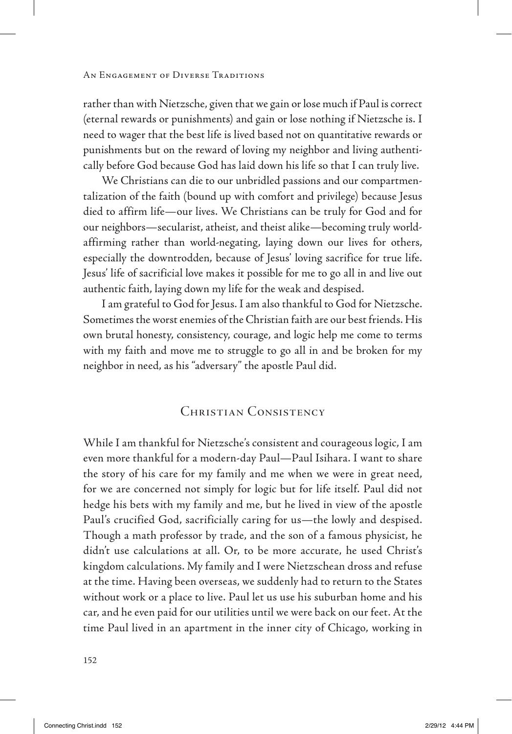rather than with Nietzsche, given that we gain or lose much if Paul is correct (eternal rewards or punishments) and gain or lose nothing if Nietzsche is. I need to wager that the best life is lived based not on quantitative rewards or punishments but on the reward of loving my neighbor and living authentically before God because God has laid down his life so that I can truly live.

We Christians can die to our unbridled passions and our compartmentalization of the faith (bound up with comfort and privilege) because Jesus died to affirm life—our lives. We Christians can be truly for God and for our neighbors—secularist, atheist, and theist alike—becoming truly world-affirming rather than world-negating, laying down our lives for others, especially the downtrodden, because of Jesus' loving sacrifice for true life. Jesus' life of sacrificial love makes it possible for me to go all in and live out authentic faith, laying down my life for the weak and despised.

I am grateful to God for Jesus. I am also thankful to God for Nietzsche. Sometimes the worst enemies of the Christian faith are our best friends. His own brutal honesty, consistency, courage, and logic help me come to terms with my faith and move me to struggle to go all in and be broken for my neighbor in need, as his "adversary" the apostle Paul did.

## Christian Consistency

While I am thankful for Nietzsche's consistent and courageous logic, I am even more thankful for a modern-day Paul—Paul Isihara. I want to share the story of his care for my family and me when we were in great need, for we are concerned not simply for logic but for life itself. Paul did not hedge his bets with my family and me, but he lived in view of the apostle Paul's crucified God, sacrificially caring for us—the lowly and despised. Though a math professor by trade, and the son of a famous physicist, he didn't use calculations at all. Or, to be more accurate, he used Christ's kingdom calculations. My family and I were Nietzschean dross and refuse at the time. Having been overseas, we suddenly had to return to the States without work or a place to live. Paul let us use his suburban home and his car, and he even paid for our utilities until we were back on our feet. At the time Paul lived in an apartment in the inner city of Chicago, working in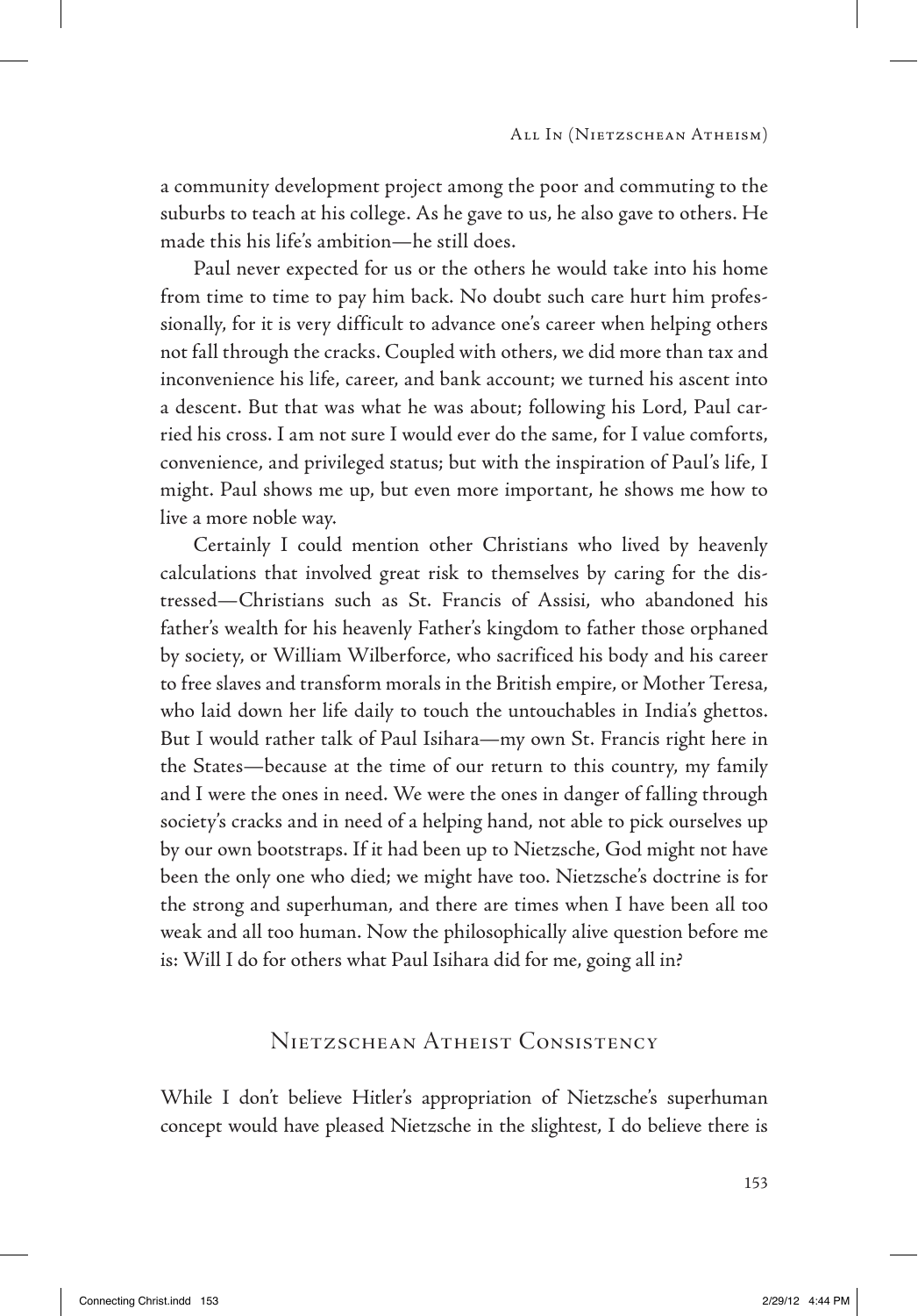a community development project among the poor and commuting to the suburbs to teach at his college. As he gave to us, he also gave to others. He made this his life's ambition—he still does.

Paul never expected for us or the others he would take into his home from time to time to pay him back. No doubt such care hurt him professionally, for it is very difficult to advance one's career when helping others not fall through the cracks. Coupled with others, we did more than tax and inconvenience his life, career, and bank account; we turned his ascent into a descent. But that was what he was about; following his Lord, Paul carried his cross. I am not sure I would ever do the same, for I value comforts, convenience, and privileged status; but with the inspiration of Paul's life, I might. Paul shows me up, but even more important, he shows me how to live a more noble way.

Certainly I could mention other Christians who lived by heavenly calculations that involved great risk to themselves by caring for the distressed—Christians such as St. Francis of Assisi, who abandoned his father's wealth for his heavenly Father's kingdom to father those orphaned by society, or William Wilberforce, who sacrificed his body and his career to free slaves and transform morals in the British empire, or Mother Teresa, who laid down her life daily to touch the untouchables in India's ghettos. But I would rather talk of Paul Isihara—my own St. Francis right here in the States—because at the time of our return to this country, my family and I were the ones in need. We were the ones in danger of falling through society's cracks and in need of a helping hand, not able to pick ourselves up by our own bootstraps. If it had been up to Nietzsche, God might not have been the only one who died; we might have too. Nietzsche's doctrine is for the strong and superhuman, and there are times when I have been all too weak and all too human. Now the philosophically alive question before me is: Will I do for others what Paul Isihara did for me, going all in?

## Nietzschean Atheist Consistency

While I don't believe Hitler's appropriation of Nietzsche's superhuman concept would have pleased Nietzsche in the slightest, I do believe there is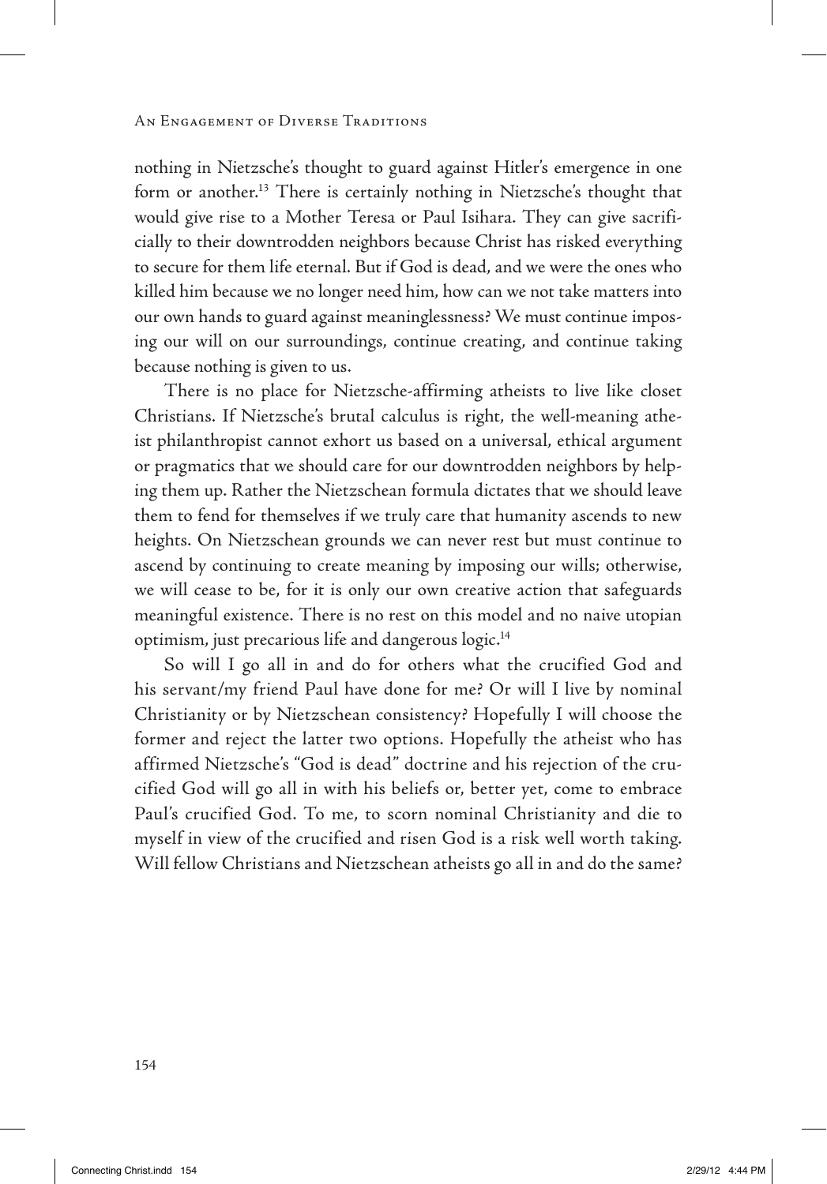nothing in Nietzsche's thought to guard against Hitler's emergence in one form or another.[13] There is certainly nothing in Nietzsche's thought that would give rise to a Mother Teresa or Paul Isihara. They can give sacrificially to their downtrodden neighbors because Christ has risked everything to secure for them life eternal. But if God is dead, and we were the ones who killed him because we no longer need him, how can we not take matters into our own hands to guard against meaninglessness? We must continue imposing our will on our surroundings, continue creating, and continue taking because nothing is given to us.

There is no place for Nietzsche-affirming atheists to live like closet Christians. If Nietzsche's brutal calculus is right, the well-meaning atheist philanthropist cannot exhort us based on a universal, ethical argument or pragmatics that we should care for our downtrodden neighbors by helping them up. Rather the Nietzschean formula dictates that we should leave them to fend for themselves if we truly care that humanity ascends to new heights. On Nietzschean grounds we can never rest but must continue to ascend by continuing to create meaning by imposing our wills; otherwise, we will cease to be, for it is only our own creative action that safeguards meaningful existence. There is no rest on this model and no naive utopian optimism, just precarious life and dangerous logic.[14]

So will I go all in and do for others what the crucified God and his servant/my friend Paul have done for me? Or will I live by nominal Christianity or by Nietzschean consistency? Hopefully I will choose the former and reject the latter two options. Hopefully the atheist who has affirmed Nietzsche's "God is dead" doctrine and his rejection of the crucified God will go all in with his beliefs or, better yet, come to embrace Paul's crucified God. To me, to scorn nominal Christianity and die to myself in view of the crucified and risen God is a risk well worth taking. Will fellow Christians and Nietzschean atheists go all in and do the same?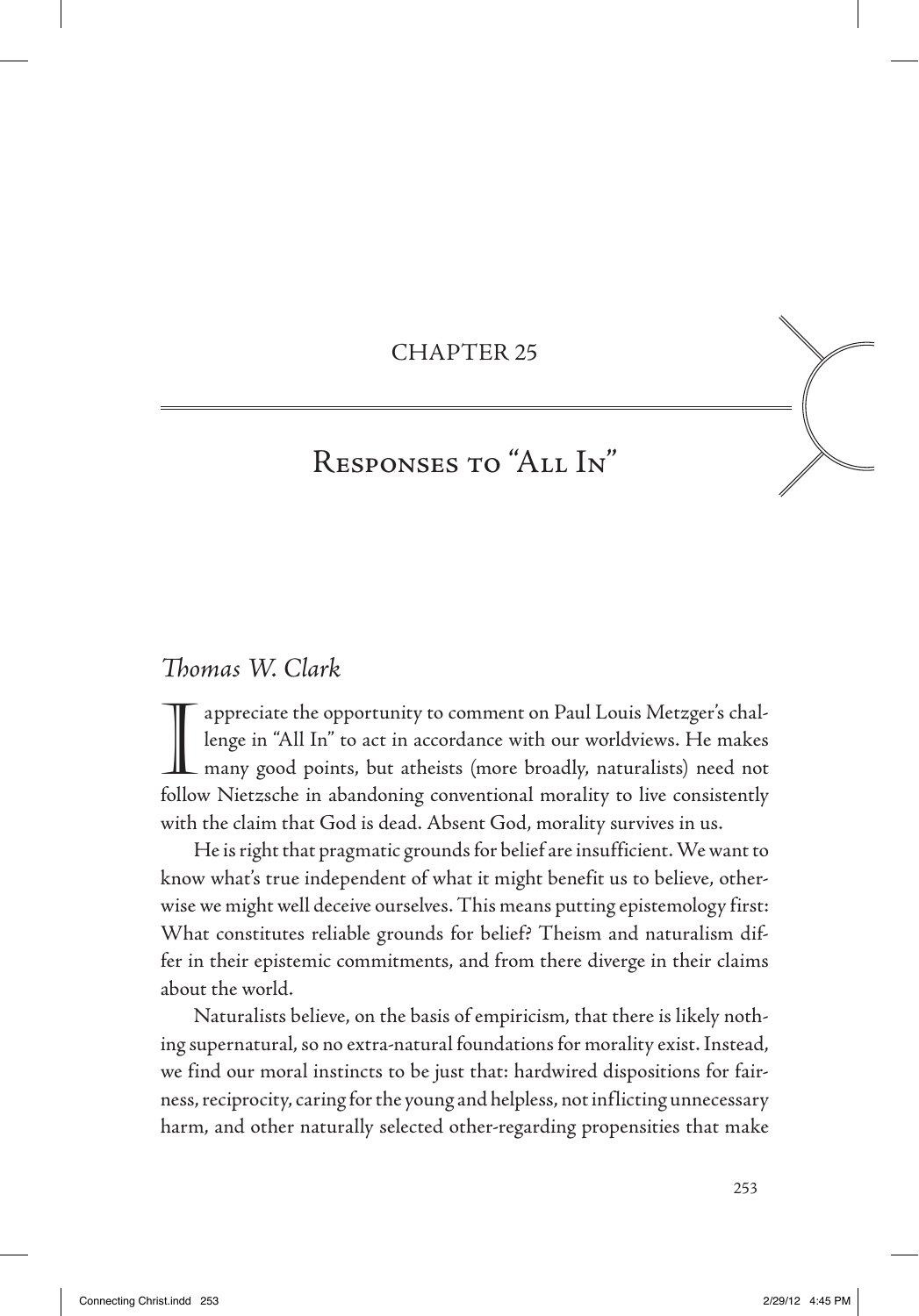# CHAPTER 25

## Responses to "All In"

### *Thomas W. Clark*

I appreciate the opportunity to comment on Paul Louis Metzger's challenge in "All In" to act in accordance with our worldviews. He makes many good points, but atheists (more broadly, naturalists) need not follow Nietzsche in abandoning conventional morality to live consistently with the claim that God is dead. Absent God, morality survives in us.

He is right that pragmatic grounds for belief are insufficient. We want to know what's true independent of what it might benefit us to believe, otherwise we might well deceive ourselves. This means putting epistemology first: What constitutes reliable grounds for belief? Theism and naturalism differ in their epistemic commitments, and from there diverge in their claims about the world.

Naturalists believe, on the basis of empiricism, that there is likely nothing supernatural, so no extra-natural foundations for morality exist. Instead, we find our moral instincts to be just that: hardwired dispositions for fairness, reciprocity, caring for the young and helpless, not inflicting unnecessary harm, and other naturally selected other-regarding propensities that make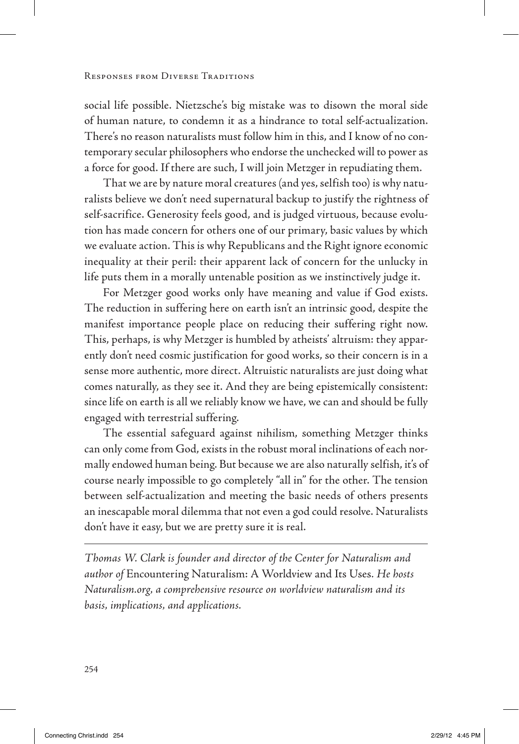social life possible. Nietzsche's big mistake was to disown the moral side of human nature, to condemn it as a hindrance to total self-actualization. There's no reason naturalists must follow him in this, and I know of no contemporary secular philosophers who endorse the unchecked will to power as a force for good. If there are such, I will join Metzger in repudiating them.

That we are by nature moral creatures (and yes, selfish too) is why naturalists believe we don't need supernatural backup to justify the rightness of self-sacrifice. Generosity feels good, and is judged virtuous, because evolution has made concern for others one of our primary, basic values by which we evaluate action. This is why Republicans and the Right ignore economic inequality at their peril: their apparent lack of concern for the unlucky in life puts them in a morally untenable position as we instinctively judge it.

For Metzger good works only have meaning and value if God exists. The reduction in suffering here on earth isn't an intrinsic good, despite the manifest importance people place on reducing their suffering right now. This, perhaps, is why Metzger is humbled by atheists' altruism: they apparently don't need cosmic justification for good works, so their concern is in a sense more authentic, more direct. Altruistic naturalists are just doing what comes naturally, as they see it. And they are being epistemically consistent: since life on earth is all we reliably know we have, we can and should be fully engaged with terrestrial suffering.

The essential safeguard against nihilism, something Metzger thinks can only come from God, exists in the robust moral inclinations of each normally endowed human being. But because we are also naturally selfish, it's of course nearly impossible to go completely "all in" for the other. The tension between self-actualization and meeting the basic needs of others presents an inescapable moral dilemma that not even a god could resolve. Naturalists don't have it easy, but we are pretty sure it is real.

---

*Thomas W. Clark is founder and director of the Center for Naturalism and author of* Encountering Naturalism: A Worldview and Its Uses. *He hosts Naturalism.org, a comprehensive resource on worldview naturalism and its basis, implications, and applications.*